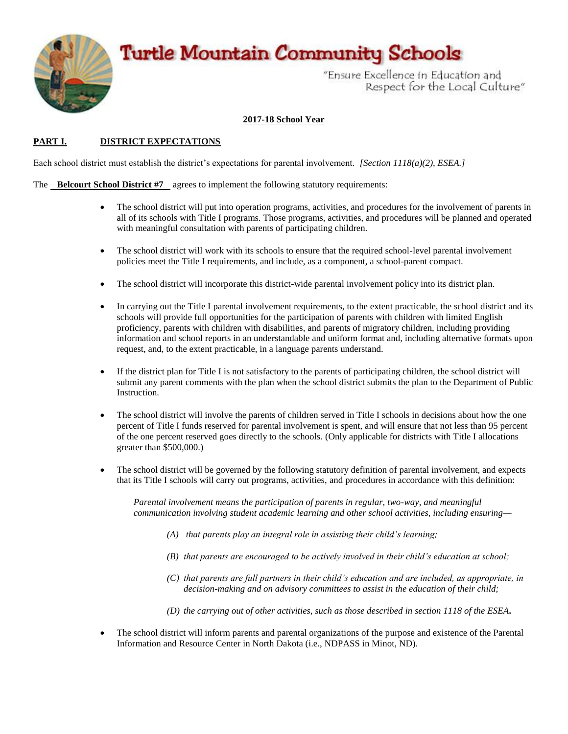# Turtle Mountain Community Schools

"Ensure Excellence in Education and Respect for the Local Culture"

**2017-18 School Year**

## PART I. DISTRICT EXPECTATIONS

Each school district must establish the district's expectations for parental involvement. *[Section 1118(a)(2), ESEA.]*

The **Belcourt School District #7** agrees to implement the following statutory requirements:

- The school district will put into operation programs, activities, and procedures for the involvement of parents in all of its schools with Title I programs. Those programs, activities, and procedures will be planned and operated with meaningful consultation with parents of participating children.
- The school district will work with its schools to ensure that the required school-level parental involvement policies meet the Title I requirements, and include, as a component, a school-parent compact.
- The school district will incorporate this district-wide parental involvement policy into its district plan.
- In carrying out the Title I parental involvement requirements, to the extent practicable, the school district and its schools will provide full opportunities for the participation of parents with children with limited English proficiency, parents with children with disabilities, and parents of migratory children, including providing information and school reports in an understandable and uniform format and, including alternative formats upon request, and, to the extent practicable, in a language parents understand.
- If the district plan for Title I is not satisfactory to the parents of participating children, the school district will submit any parent comments with the plan when the school district submits the plan to the Department of Public Instruction.
- The school district will involve the parents of children served in Title I schools in decisions about how the one percent of Title I funds reserved for parental involvement is spent, and will ensure that not less than 95 percent of the one percent reserved goes directly to the schools. (Only applicable for districts with Title I allocations greater than $500,000.)
- The school district will be governed by the following statutory definition of parental involvement, and expects that its Title I schools will carry out programs, activities, and procedures in accordance with this definition:

  *Parental involvement means the participation of parents in regular, two-way, and meaningful communication involving student academic learning and other school activities, including ensuring—*

  *(A) that parents play an integral role in assisting their child's learning;*

  *(B) that parents are encouraged to be actively involved in their child's education at school;*

  *(C) that parents are full partners in their child's education and are included, as appropriate, in decision-making and on advisory committees to assist in the education of their child;*

  *(D) the carrying out of other activities, such as those described in section 1118 of the ESEA.*

- The school district will inform parents and parental organizations of the purpose and existence of the Parental Information and Resource Center in North Dakota (i.e., NDPASS in Minot, ND).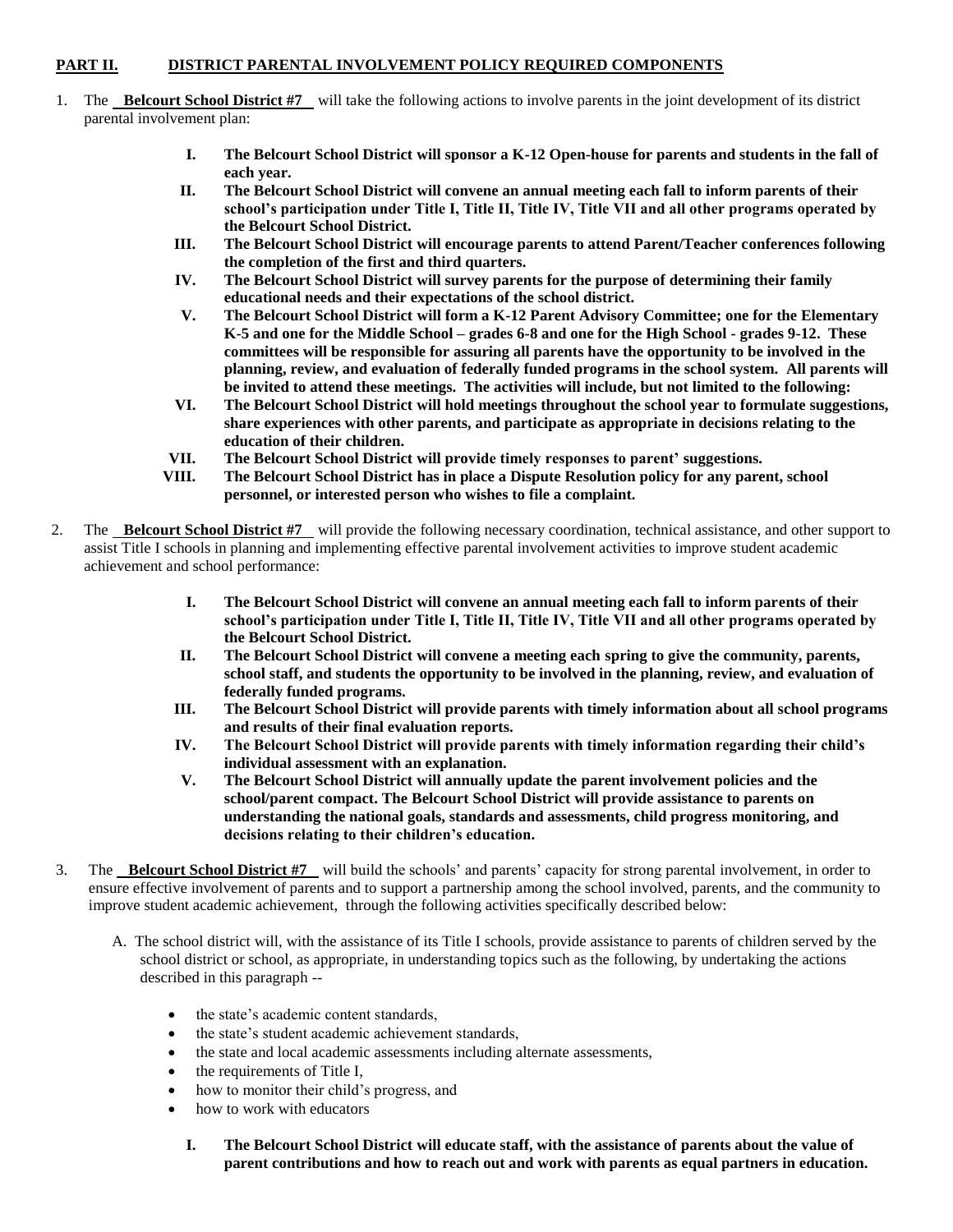**PART II. DISTRICT PARENTAL INVOLVEMENT POLICY REQUIRED COMPONENTS**

1. The **Belcourt School District #7** will take the following actions to involve parents in the joint development of its district parental involvement plan:

   - **I. The Belcourt School District will sponsor a K-12 Open-house for parents and students in the fall of each year.**
   - **II. The Belcourt School District will convene an annual meeting each fall to inform parents of their school's participation under Title I, Title II, Title IV, Title VII and all other programs operated by the Belcourt School District.**
   - **III. The Belcourt School District will encourage parents to attend Parent/Teacher conferences following the completion of the first and third quarters.**
   - **IV. The Belcourt School District will survey parents for the purpose of determining their family educational needs and their expectations of the school district.**
   - **V. The Belcourt School District will form a K-12 Parent Advisory Committee; one for the Elementary K-5 and one for the Middle School – grades 6-8 and one for the High School - grades 9-12. These committees will be responsible for assuring all parents have the opportunity to be involved in the planning, review, and evaluation of federally funded programs in the school system. All parents will be invited to attend these meetings. The activities will include, but not limited to the following:**
   - **VI. The Belcourt School District will hold meetings throughout the school year to formulate suggestions, share experiences with other parents, and participate as appropriate in decisions relating to the education of their children.**
   - **VII. The Belcourt School District will provide timely responses to parent' suggestions.**
   - **VIII. The Belcourt School District has in place a Dispute Resolution policy for any parent, school personnel, or interested person who wishes to file a complaint.**

2. The **Belcourt School District #7** will provide the following necessary coordination, technical assistance, and other support to assist Title I schools in planning and implementing effective parental involvement activities to improve student academic achievement and school performance:

   - **I. The Belcourt School District will convene an annual meeting each fall to inform parents of their school's participation under Title I, Title II, Title IV, Title VII and all other programs operated by the Belcourt School District.**
   - **II. The Belcourt School District will convene a meeting each spring to give the community, parents, school staff, and students the opportunity to be involved in the planning, review, and evaluation of federally funded programs.**
   - **III. The Belcourt School District will provide parents with timely information about all school programs and results of their final evaluation reports.**
   - **IV. The Belcourt School District will provide parents with timely information regarding their child's individual assessment with an explanation.**
   - **V. The Belcourt School District will annually update the parent involvement policies and the school/parent compact. The Belcourt School District will provide assistance to parents on understanding the national goals, standards and assessments, child progress monitoring, and decisions relating to their children's education.**

3. The **Belcourt School District #7** will build the schools' and parents' capacity for strong parental involvement, in order to ensure effective involvement of parents and to support a partnership among the school involved, parents, and the community to improve student academic achievement, through the following activities specifically described below:

   A. The school district will, with the assistance of its Title I schools, provide assistance to parents of children served by the school district or school, as appropriate, in understanding topics such as the following, by undertaking the actions described in this paragraph --

   - the state's academic content standards,
   - the state's student academic achievement standards,
   - the state and local academic assessments including alternate assessments,
   - the requirements of Title I,
   - how to monitor their child's progress, and
   - how to work with educators

   - **I. The Belcourt School District will educate staff, with the assistance of parents about the value of parent contributions and how to reach out and work with parents as equal partners in education.**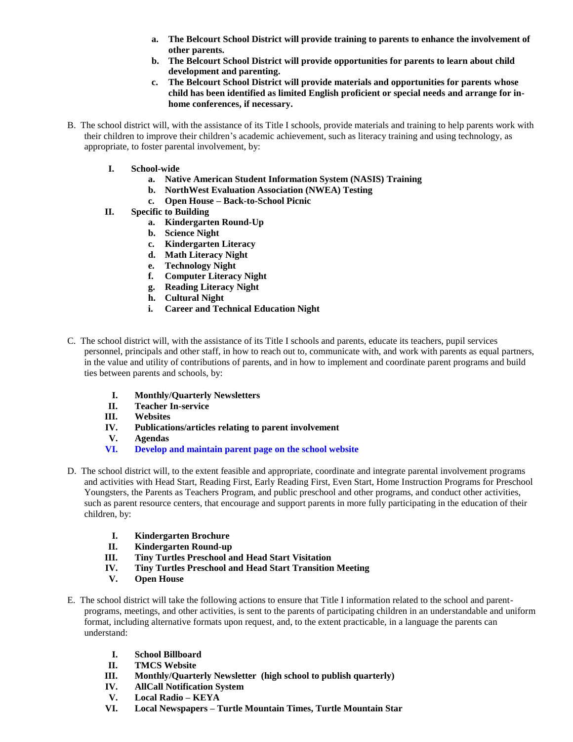a. **The Belcourt School District will provide training to parents to enhance the involvement of other parents.**
b. **The Belcourt School District will provide opportunities for parents to learn about child development and parenting.**
c. **The Belcourt School District will provide materials and opportunities for parents whose child has been identified as limited English proficient or special needs and arrange for in-home conferences, if necessary.**

B. The school district will, with the assistance of its Title I schools, provide materials and training to help parents work with their children to improve their children's academic achievement, such as literacy training and using technology, as appropriate, to foster parental involvement, by:

I. **School-wide**
   a. **Native American Student Information System (NASIS) Training**
   b. **NorthWest Evaluation Association (NWEA) Testing**
   c. **Open House – Back-to-School Picnic**

II. **Specific to Building**
   a. **Kindergarten Round-Up**
   b. **Science Night**
   c. **Kindergarten Literacy**
   d. **Math Literacy Night**
   e. **Technology Night**
   f. **Computer Literacy Night**
   g. **Reading Literacy Night**
   h. **Cultural Night**
   i. **Career and Technical Education Night**

C. The school district will, with the assistance of its Title I schools and parents, educate its teachers, pupil services personnel, principals and other staff, in how to reach out to, communicate with, and work with parents as equal partners, in the value and utility of contributions of parents, and in how to implement and coordinate parent programs and build ties between parents and schools, by:

I. **Monthly/Quarterly Newsletters**
II. **Teacher In-service**
III. **Websites**
IV. **Publications/articles relating to parent involvement**
V. **Agendas**
VI. **Develop and maintain parent page on the school website**

D. The school district will, to the extent feasible and appropriate, coordinate and integrate parental involvement programs and activities with Head Start, Reading First, Early Reading First, Even Start, Home Instruction Programs for Preschool Youngsters, the Parents as Teachers Program, and public preschool and other programs, and conduct other activities, such as parent resource centers, that encourage and support parents in more fully participating in the education of their children, by:

I. **Kindergarten Brochure**
II. **Kindergarten Round-up**
III. **Tiny Turtles Preschool and Head Start Visitation**
IV. **Tiny Turtles Preschool and Head Start Transition Meeting**
V. **Open House**

E. The school district will take the following actions to ensure that Title I information related to the school and parent-programs, meetings, and other activities, is sent to the parents of participating children in an understandable and uniform format, including alternative formats upon request, and, to the extent practicable, in a language the parents can understand:

I. **School Billboard**
II. **TMCS Website**
III. **Monthly/Quarterly Newsletter (high school to publish quarterly)**
IV. **AllCall Notification System**
V. **Local Radio – KEYA**
VI. **Local Newspapers – Turtle Mountain Times, Turtle Mountain Star**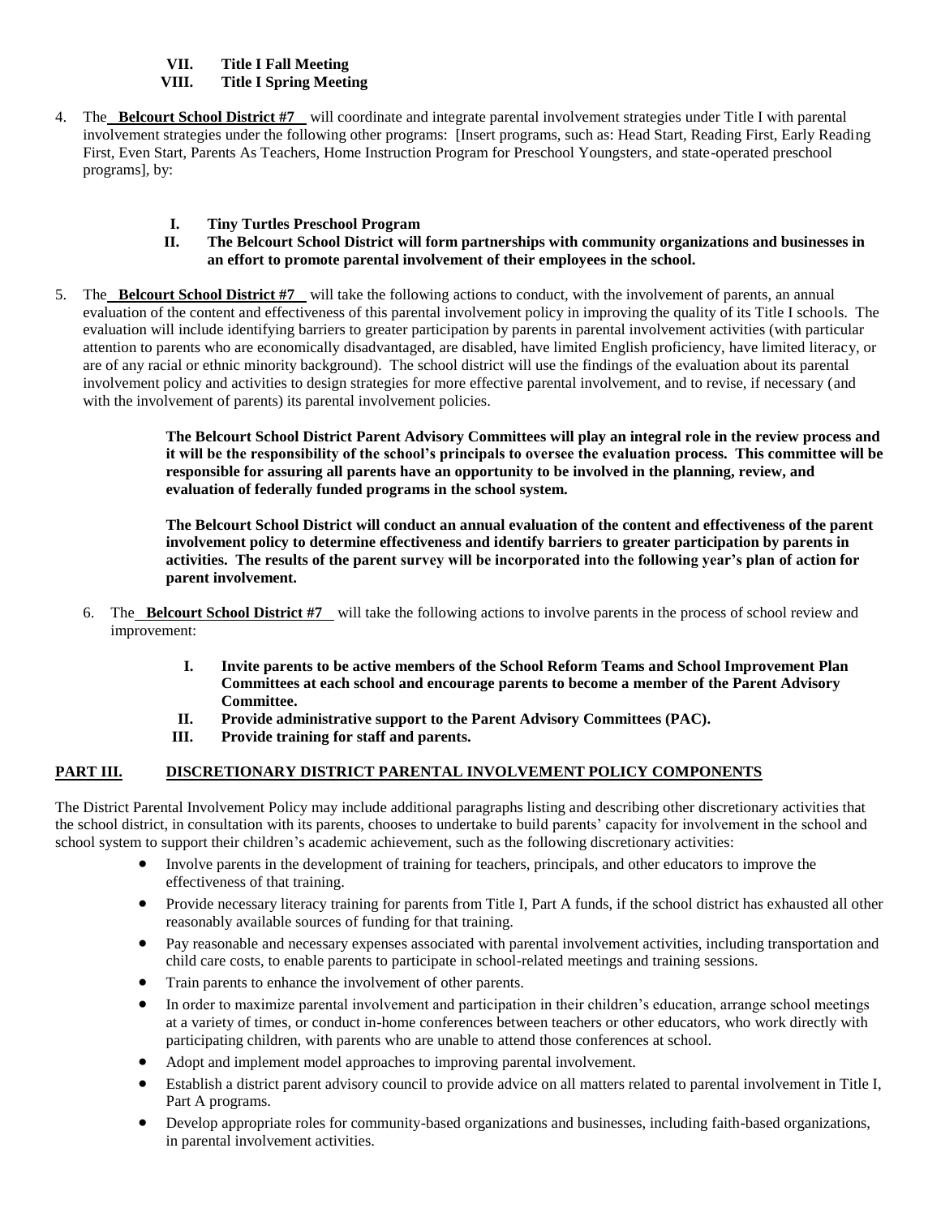**VII. Title I Fall Meeting**
**VIII. Title I Spring Meeting**

4. The **Belcourt School District #7** will coordinate and integrate parental involvement strategies under Title I with parental involvement strategies under the following other programs: [Insert programs, such as: Head Start, Reading First, Early Reading First, Even Start, Parents As Teachers, Home Instruction Program for Preschool Youngsters, and state-operated preschool programs], by:

   **I. Tiny Turtles Preschool Program**
   **II. The Belcourt School District will form partnerships with community organizations and businesses in an effort to promote parental involvement of their employees in the school.**

5. The **Belcourt School District #7** will take the following actions to conduct, with the involvement of parents, an annual evaluation of the content and effectiveness of this parental involvement policy in improving the quality of its Title I schools. The evaluation will include identifying barriers to greater participation by parents in parental involvement activities (with particular attention to parents who are economically disadvantaged, are disabled, have limited English proficiency, have limited literacy, or are of any racial or ethnic minority background). The school district will use the findings of the evaluation about its parental involvement policy and activities to design strategies for more effective parental involvement, and to revise, if necessary (and with the involvement of parents) its parental involvement policies.

   **The Belcourt School District Parent Advisory Committees will play an integral role in the review process and it will be the responsibility of the school's principals to oversee the evaluation process. This committee will be responsible for assuring all parents have an opportunity to be involved in the planning, review, and evaluation of federally funded programs in the school system.**

   **The Belcourt School District will conduct an annual evaluation of the content and effectiveness of the parent involvement policy to determine effectiveness and identify barriers to greater participation by parents in activities. The results of the parent survey will be incorporated into the following year's plan of action for parent involvement.**

6. The **Belcourt School District #7** will take the following actions to involve parents in the process of school review and improvement:

   **I. Invite parents to be active members of the School Reform Teams and School Improvement Plan Committees at each school and encourage parents to become a member of the Parent Advisory Committee.**
   **II. Provide administrative support to the Parent Advisory Committees (PAC).**
   **III. Provide training for staff and parents.**

## PART III. DISCRETIONARY DISTRICT PARENTAL INVOLVEMENT POLICY COMPONENTS

The District Parental Involvement Policy may include additional paragraphs listing and describing other discretionary activities that the school district, in consultation with its parents, chooses to undertake to build parents' capacity for involvement in the school and school system to support their children's academic achievement, such as the following discretionary activities:

- Involve parents in the development of training for teachers, principals, and other educators to improve the effectiveness of that training.
- Provide necessary literacy training for parents from Title I, Part A funds, if the school district has exhausted all other reasonably available sources of funding for that training.
- Pay reasonable and necessary expenses associated with parental involvement activities, including transportation and child care costs, to enable parents to participate in school-related meetings and training sessions.
- Train parents to enhance the involvement of other parents.
- In order to maximize parental involvement and participation in their children's education, arrange school meetings at a variety of times, or conduct in-home conferences between teachers or other educators, who work directly with participating children, with parents who are unable to attend those conferences at school.
- Adopt and implement model approaches to improving parental involvement.
- Establish a district parent advisory council to provide advice on all matters related to parental involvement in Title I, Part A programs.
- Develop appropriate roles for community-based organizations and businesses, including faith-based organizations, in parental involvement activities.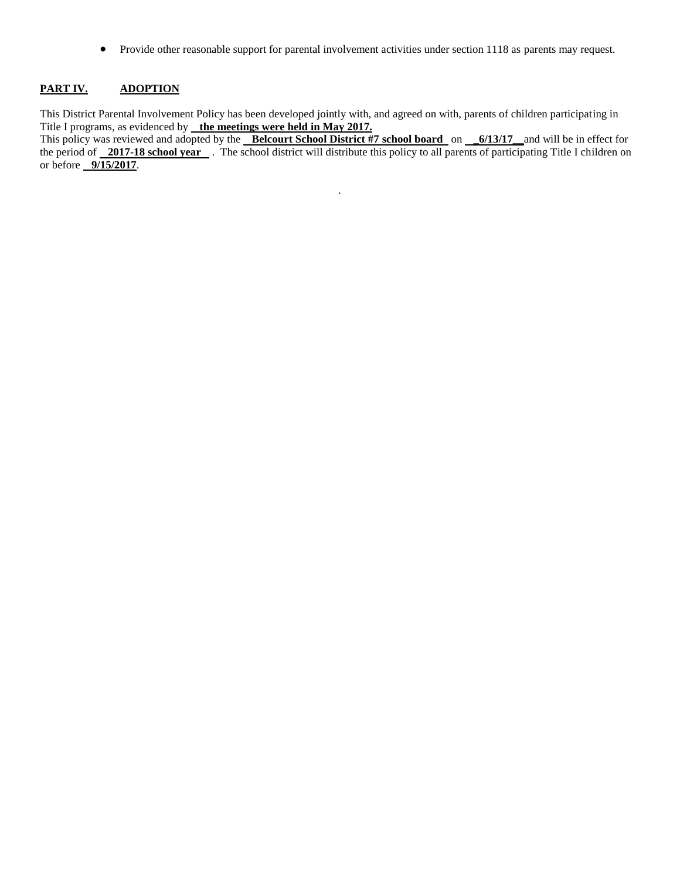- Provide other reasonable support for parental involvement activities under section 1118 as parents may request.

## PART IV. ADOPTION

This District Parental Involvement Policy has been developed jointly with, and agreed on with, parents of children participating in Title I programs, as evidenced by **the meetings were held in May 2017.**

This policy was reviewed and adopted by the **Belcourt School District #7 school board** on **6/13/17** and will be in effect for the period of **2017-18 school year**. The school district will distribute this policy to all parents of participating Title I children on or before **9/15/2017**.